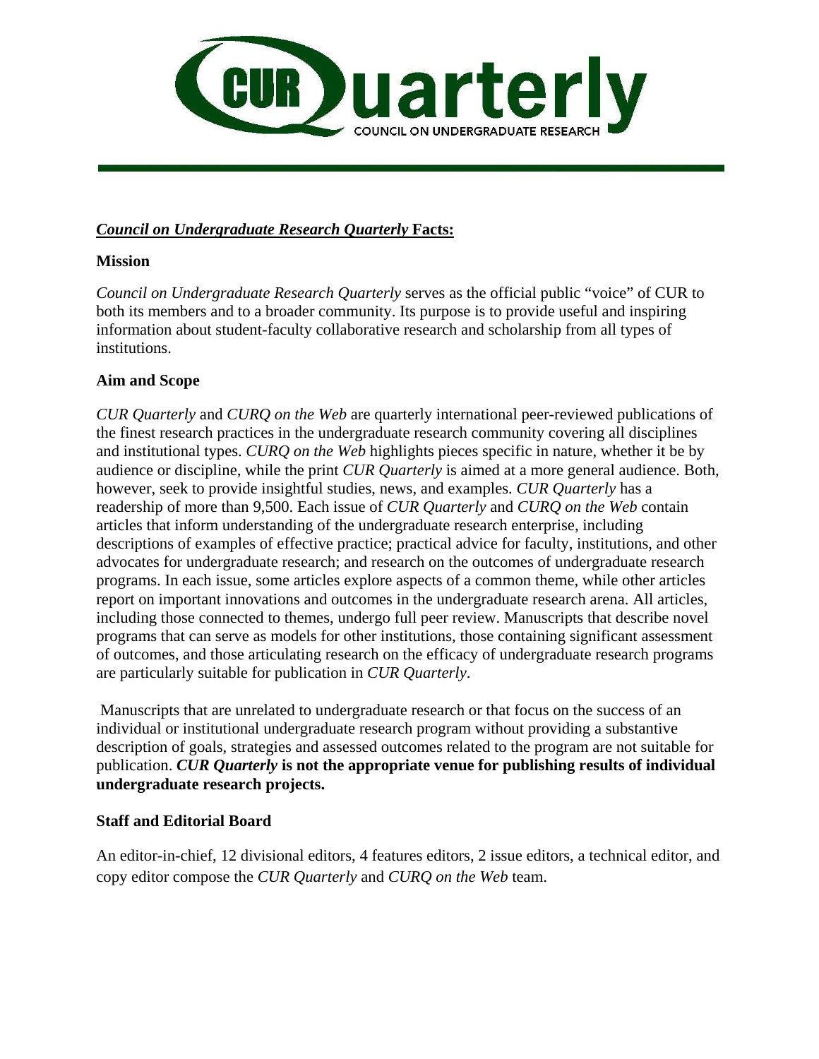# CUR Quarterly

COUNCIL ON UNDERGRADUATE RESEARCH

## *Council on Undergraduate Research Quarterly* Facts:

### Mission

*Council on Undergraduate Research Quarterly* serves as the official public "voice" of CUR to both its members and to a broader community. Its purpose is to provide useful and inspiring information about student-faculty collaborative research and scholarship from all types of institutions.

### Aim and Scope

*CUR Quarterly* and *CURQ on the Web* are quarterly international peer-reviewed publications of the finest research practices in the undergraduate research community covering all disciplines and institutional types. *CURQ on the Web* highlights pieces specific in nature, whether it be by audience or discipline, while the print *CUR Quarterly* is aimed at a more general audience. Both, however, seek to provide insightful studies, news, and examples. *CUR Quarterly* has a readership of more than 9,500. Each issue of *CUR Quarterly* and *CURQ on the Web* contain articles that inform understanding of the undergraduate research enterprise, including descriptions of examples of effective practice; practical advice for faculty, institutions, and other advocates for undergraduate research; and research on the outcomes of undergraduate research programs. In each issue, some articles explore aspects of a common theme, while other articles report on important innovations and outcomes in the undergraduate research arena. All articles, including those connected to themes, undergo full peer review. Manuscripts that describe novel programs that can serve as models for other institutions, those containing significant assessment of outcomes, and those articulating research on the efficacy of undergraduate research programs are particularly suitable for publication in *CUR Quarterly*.

Manuscripts that are unrelated to undergraduate research or that focus on the success of an individual or institutional undergraduate research program without providing a substantive description of goals, strategies and assessed outcomes related to the program are not suitable for publication. ***CUR Quarterly* is not the appropriate venue for publishing results of individual undergraduate research projects.**

### Staff and Editorial Board

An editor-in-chief, 12 divisional editors, 4 features editors, 2 issue editors, a technical editor, and copy editor compose the *CUR Quarterly* and *CURQ on the Web* team.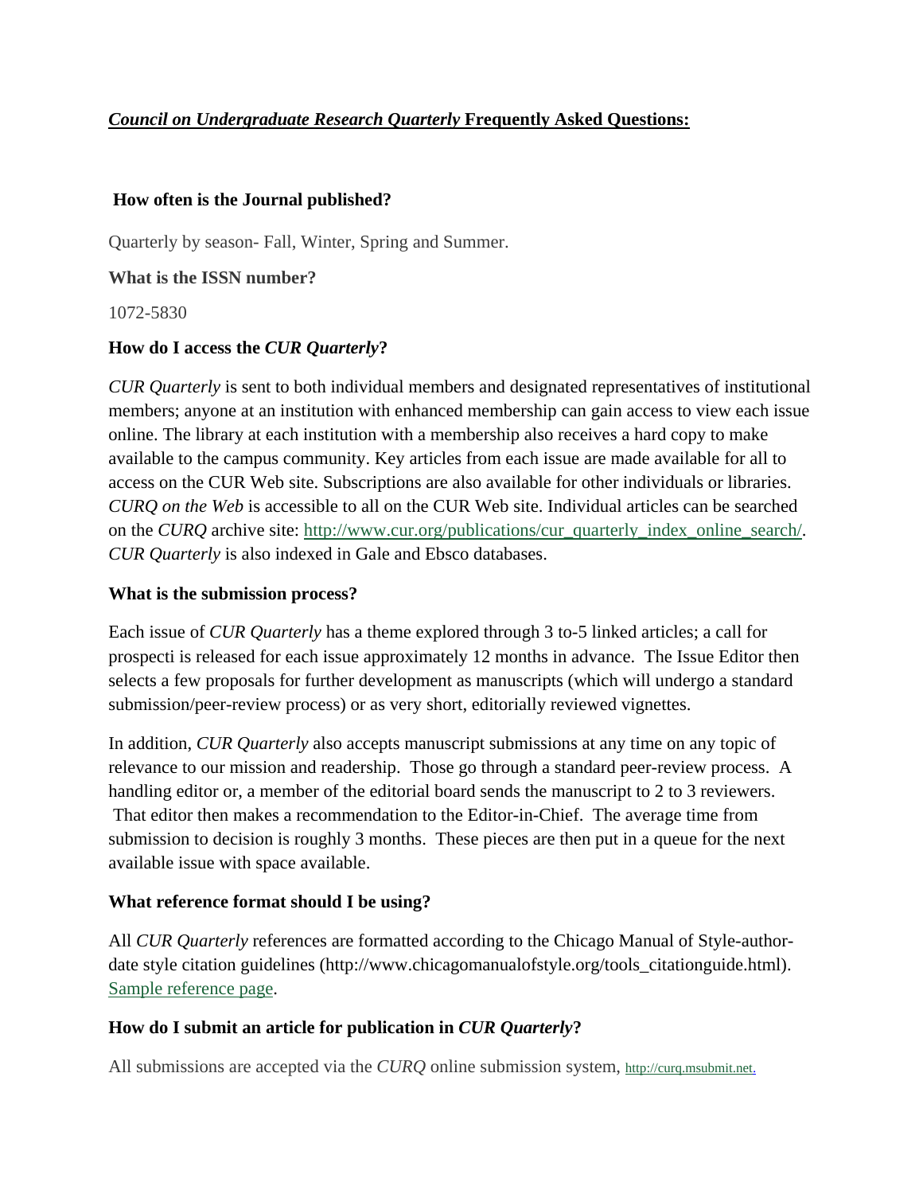## ***Council on Undergraduate Research Quarterly* Frequently Asked Questions:**

**How often is the Journal published?**

Quarterly by season- Fall, Winter, Spring and Summer.

**What is the ISSN number?**

1072-5830

**How do I access the *CUR Quarterly*?**

*CUR Quarterly* is sent to both individual members and designated representatives of institutional members; anyone at an institution with enhanced membership can gain access to view each issue online. The library at each institution with a membership also receives a hard copy to make available to the campus community. Key articles from each issue are made available for all to access on the CUR Web site. Subscriptions are also available for other individuals or libraries. *CURQ on the Web* is accessible to all on the CUR Web site. Individual articles can be searched on the *CURQ* archive site: http://www.cur.org/publications/cur_quarterly_index_online_search/. *CUR Quarterly* is also indexed in Gale and Ebsco databases.

**What is the submission process?**

Each issue of *CUR Quarterly* has a theme explored through 3 to-5 linked articles; a call for prospecti is released for each issue approximately 12 months in advance. The Issue Editor then selects a few proposals for further development as manuscripts (which will undergo a standard submission/peer-review process) or as very short, editorially reviewed vignettes.

In addition, *CUR Quarterly* also accepts manuscript submissions at any time on any topic of relevance to our mission and readership. Those go through a standard peer-review process. A handling editor or, a member of the editorial board sends the manuscript to 2 to 3 reviewers. That editor then makes a recommendation to the Editor-in-Chief. The average time from submission to decision is roughly 3 months. These pieces are then put in a queue for the next available issue with space available.

**What reference format should I be using?**

All *CUR Quarterly* references are formatted according to the Chicago Manual of Style-author-date style citation guidelines (http://www.chicagomanualofstyle.org/tools_citationguide.html). Sample reference page.

**How do I submit an article for publication in *CUR Quarterly*?**

All submissions are accepted via the *CURQ* online submission system, http://curq.msubmit.net.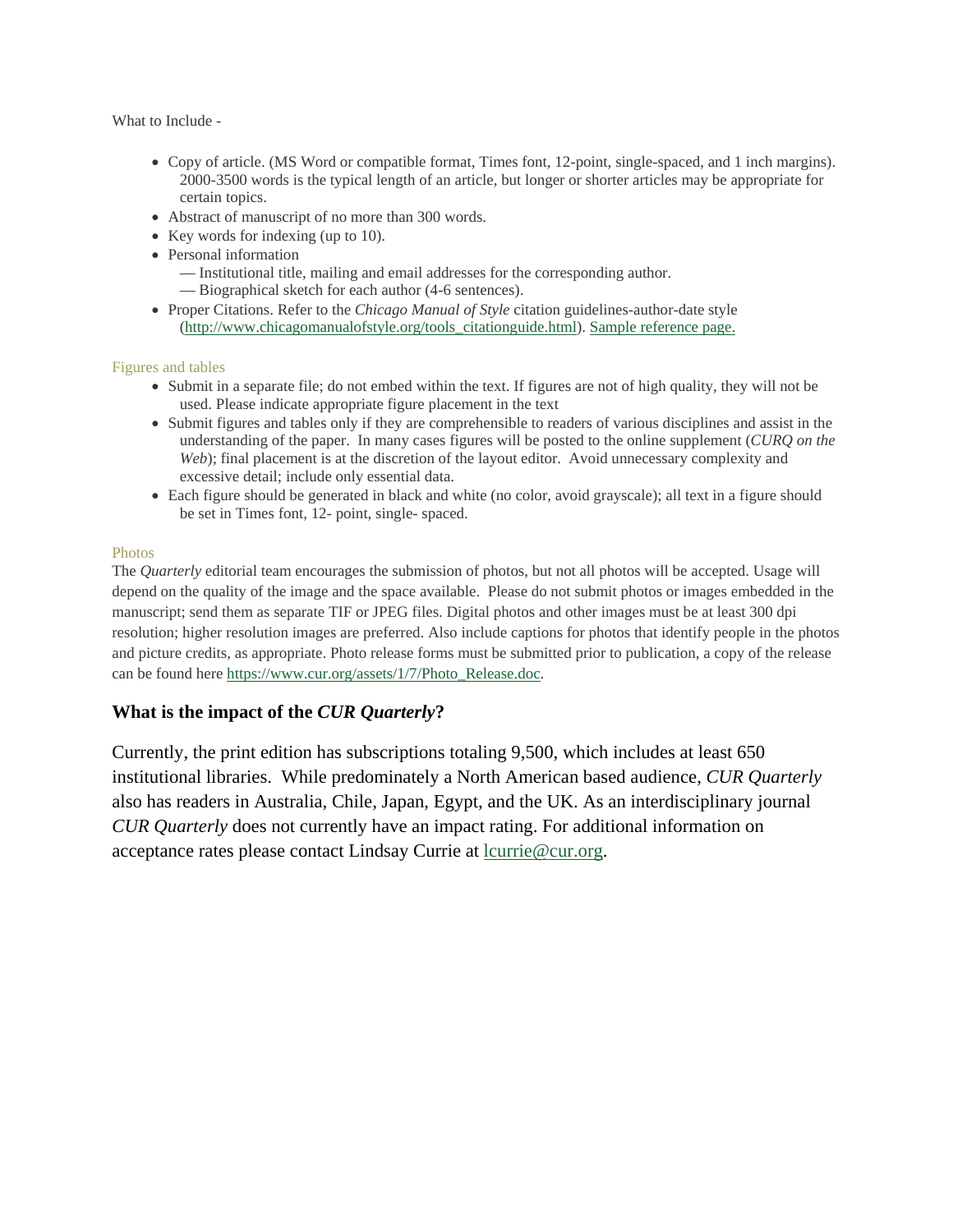What to Include -

- Copy of article. (MS Word or compatible format, Times font, 12-point, single-spaced, and 1 inch margins). 2000-3500 words is the typical length of an article, but longer or shorter articles may be appropriate for certain topics.
- Abstract of manuscript of no more than 300 words.
- Key words for indexing (up to 10).
- Personal information
  — Institutional title, mailing and email addresses for the corresponding author.
  — Biographical sketch for each author (4-6 sentences).
- Proper Citations. Refer to the *Chicago Manual of Style* citation guidelines-author-date style (http://www.chicagomanualofstyle.org/tools_citationguide.html). Sample reference page.

### Figures and tables

- Submit in a separate file; do not embed within the text. If figures are not of high quality, they will not be used. Please indicate appropriate figure placement in the text
- Submit figures and tables only if they are comprehensible to readers of various disciplines and assist in the understanding of the paper. In many cases figures will be posted to the online supplement (*CURQ on the Web*); final placement is at the discretion of the layout editor. Avoid unnecessary complexity and excessive detail; include only essential data.
- Each figure should be generated in black and white (no color, avoid grayscale); all text in a figure should be set in Times font, 12- point, single- spaced.

### Photos

The *Quarterly* editorial team encourages the submission of photos, but not all photos will be accepted. Usage will depend on the quality of the image and the space available. Please do not submit photos or images embedded in the manuscript; send them as separate TIF or JPEG files. Digital photos and other images must be at least 300 dpi resolution; higher resolution images are preferred. Also include captions for photos that identify people in the photos and picture credits, as appropriate. Photo release forms must be submitted prior to publication, a copy of the release can be found here https://www.cur.org/assets/1/7/Photo_Release.doc.

## What is the impact of the *CUR Quarterly*?

Currently, the print edition has subscriptions totaling 9,500, which includes at least 650 institutional libraries. While predominately a North American based audience, *CUR Quarterly* also has readers in Australia, Chile, Japan, Egypt, and the UK. As an interdisciplinary journal *CUR Quarterly* does not currently have an impact rating. For additional information on acceptance rates please contact Lindsay Currie at lcurrie@cur.org.